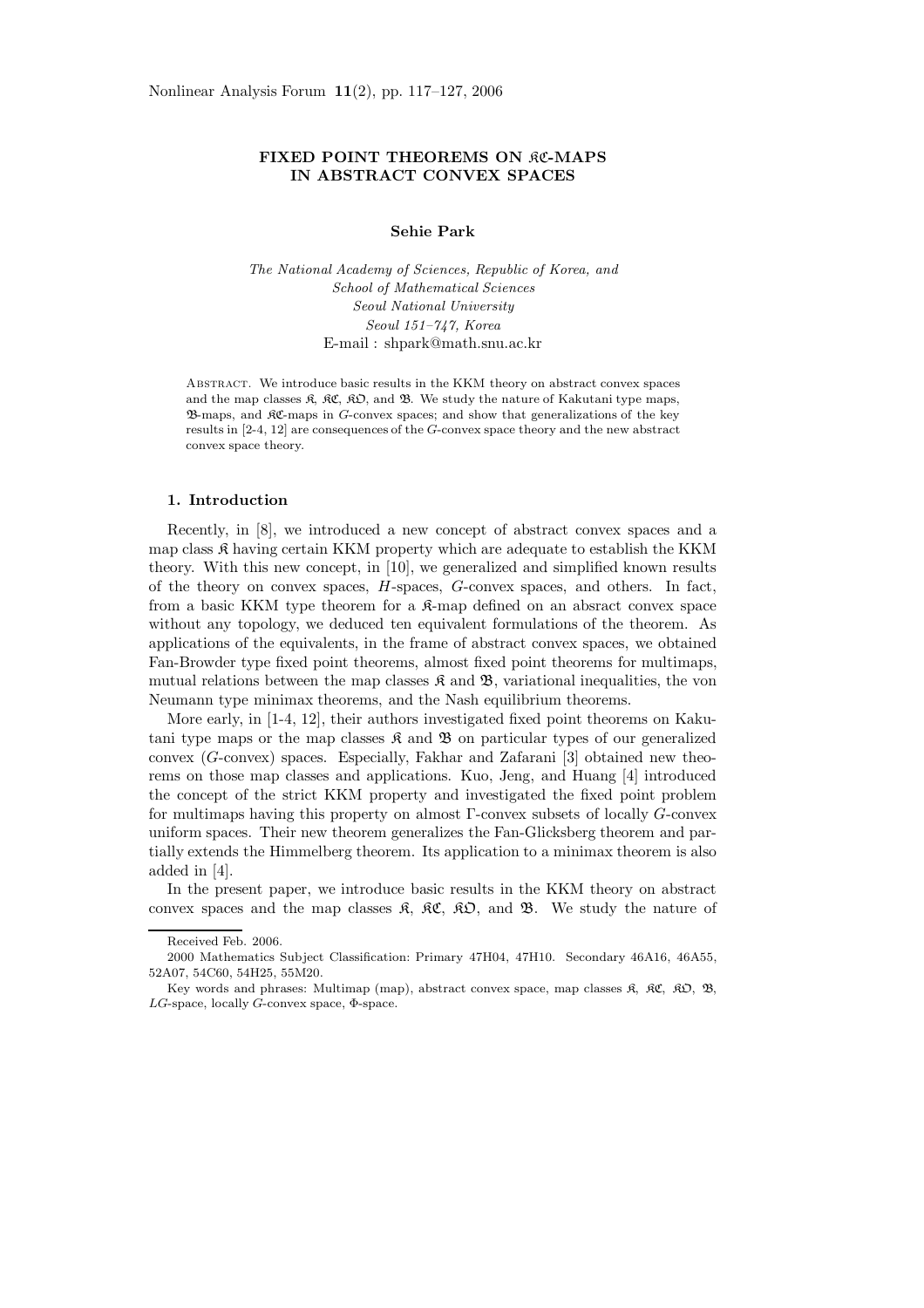# FIXED POINT THEOREMS ON $\mathfrak{KC}$-MAPS IN ABSTRACT CONVEX SPACES

**Sehie Park**

*The National Academy of Sciences, Republic of Korea, and*
*School of Mathematical Sciences*
*Seoul National University*
*Seoul 151–747, Korea*
E-mail : shpark@math.snu.ac.kr

Abstract. We introduce basic results in the KKM theory on abstract convex spaces and the map classes $\mathfrak{K}$, $\mathfrak{KC}$, $\mathfrak{KO}$, and $\mathfrak{B}$. We study the nature of Kakutani type maps, $\mathfrak{B}$-maps, and $\mathfrak{KC}$-maps in $G$-convex spaces; and show that generalizations of the key results in [2-4, 12] are consequences of the $G$-convex space theory and the new abstract convex space theory.

## 1. Introduction

Recently, in [8], we introduced a new concept of abstract convex spaces and a map class $\mathfrak{K}$ having certain KKM property which are adequate to establish the KKM theory. With this new concept, in [10], we generalized and simplified known results of the theory on convex spaces, $H$-spaces, $G$-convex spaces, and others. In fact, from a basic KKM type theorem for a $\mathfrak{K}$-map defined on an absract convex space without any topology, we deduced ten equivalent formulations of the theorem. As applications of the equivalents, in the frame of abstract convex spaces, we obtained Fan-Browder type fixed point theorems, almost fixed point theorems for multimaps, mutual relations between the map classes $\mathfrak{K}$ and $\mathfrak{B}$, variational inequalities, the von Neumann type minimax theorems, and the Nash equilibrium theorems.

More early, in [1-4, 12], their authors investigated fixed point theorems on Kakutani type maps or the map classes $\mathfrak{K}$ and $\mathfrak{B}$ on particular types of our generalized convex ($G$-convex) spaces. Especially, Fakhar and Zafarani [3] obtained new theorems on those map classes and applications. Kuo, Jeng, and Huang [4] introduced the concept of the strict KKM property and investigated the fixed point problem for multimaps having this property on almost $\Gamma$-convex subsets of locally $G$-convex uniform spaces. Their new theorem generalizes the Fan-Glicksberg theorem and partially extends the Himmelberg theorem. Its application to a minimax theorem is also added in [4].

In the present paper, we introduce basic results in the KKM theory on abstract convex spaces and the map classes $\mathfrak{K}$, $\mathfrak{KC}$, $\mathfrak{KO}$, and $\mathfrak{B}$. We study the nature of

---

Received Feb. 2006.

2000 Mathematics Subject Classification: Primary 47H04, 47H10. Secondary 46A16, 46A55, 52A07, 54C60, 54H25, 55M20.

Key words and phrases: Multimap (map), abstract convex space, map classes $\mathfrak{K}$, $\mathfrak{KC}$, $\mathfrak{KO}$, $\mathfrak{B}$, $LG$-space, locally $G$-convex space, $\Phi$-space.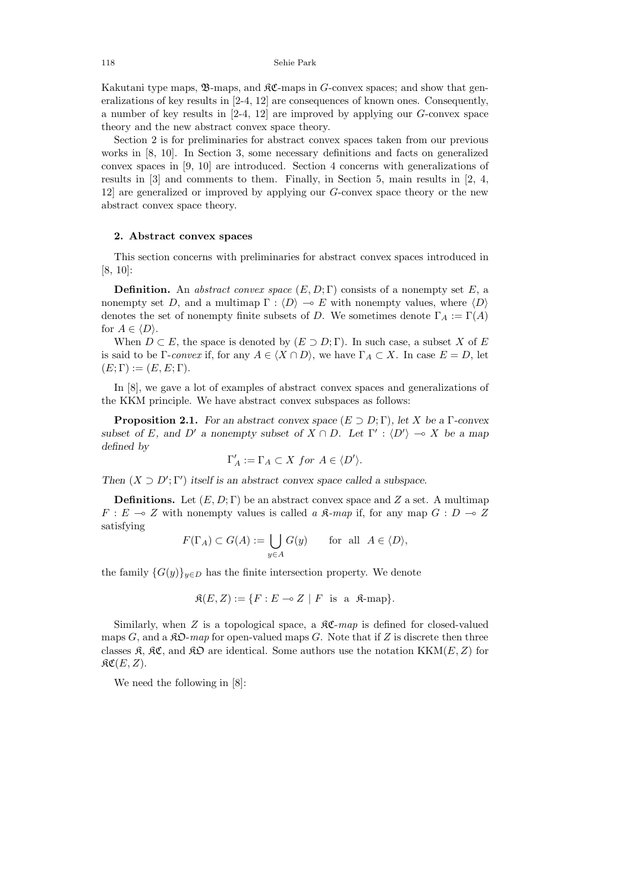Kakutani type maps, $\mathfrak{B}$-maps, and $\mathfrak{KC}$-maps in $G$-convex spaces; and show that generalizations of key results in [2-4, 12] are consequences of known ones. Consequently, a number of key results in [2-4, 12] are improved by applying our $G$-convex space theory and the new abstract convex space theory.

Section 2 is for preliminaries for abstract convex spaces taken from our previous works in [8, 10]. In Section 3, some necessary definitions and facts on generalized convex spaces in [9, 10] are introduced. Section 4 concerns with generalizations of results in [3] and comments to them. Finally, in Section 5, main results in [2, 4, 12] are generalized or improved by applying our $G$-convex space theory or the new abstract convex space theory.

## 2. Abstract convex spaces

This section concerns with preliminaries for abstract convex spaces introduced in [8, 10]:

**Definition.** An *abstract convex space* $(E, D; \Gamma)$ consists of a nonempty set $E$, a nonempty set $D$, and a multimap $\Gamma : \langle D \rangle \multimap E$ with nonempty values, where $\langle D \rangle$ denotes the set of nonempty finite subsets of $D$. We sometimes denote $\Gamma_A := \Gamma(A)$ for $A \in \langle D \rangle$.

When $D \subset E$, the space is denoted by $(E \supset D; \Gamma)$. In such case, a subset $X$ of $E$ is said to be $\Gamma$-*convex* if, for any $A \in \langle X \cap D \rangle$, we have $\Gamma_A \subset X$. In case $E = D$, let $(E; \Gamma) := (E, E; \Gamma)$.

In [8], we gave a lot of examples of abstract convex spaces and generalizations of the KKM principle. We have abstract convex subspaces as follows:

**Proposition 2.1.** *For an abstract convex space $(E \supset D; \Gamma)$, let $X$ be a $\Gamma$-convex subset of $E$, and $D'$ a nonempty subset of $X \cap D$. Let $\Gamma' : \langle D' \rangle \multimap X$ be a map defined by*

$$\Gamma'_A := \Gamma_A \subset X \;\; for \;\; A \in \langle D' \rangle.$$

*Then $(X \supset D'; \Gamma')$ itself is an abstract convex space called a subspace.*

**Definitions.** Let $(E, D; \Gamma)$ be an abstract convex space and $Z$ a set. A multimap $F : E \multimap Z$ with nonempty values is called *a $\mathfrak{K}$-map* if, for any map $G : D \multimap Z$ satisfying

$$F(\Gamma_A) \subset G(A) := \bigcup_{y \in A} G(y) \qquad \text{for all} \;\; A \in \langle D \rangle,$$

the family $\{G(y)\}_{y \in D}$ has the finite intersection property. We denote

$$\mathfrak{K}(E, Z) := \{F : E \multimap Z \mid F \;\; \text{is a} \;\; \mathfrak{K}\text{-map}\}.$$

Similarly, when $Z$ is a topological space, a $\mathfrak{KC}$-*map* is defined for closed-valued maps $G$, and a $\mathfrak{KO}$-*map* for open-valued maps $G$. Note that if $Z$ is discrete then three classes $\mathfrak{K}$, $\mathfrak{KC}$, and $\mathfrak{KO}$ are identical. Some authors use the notation $\mathrm{KKM}(E, Z)$ for $\mathfrak{KC}(E, Z)$.

We need the following in [8]: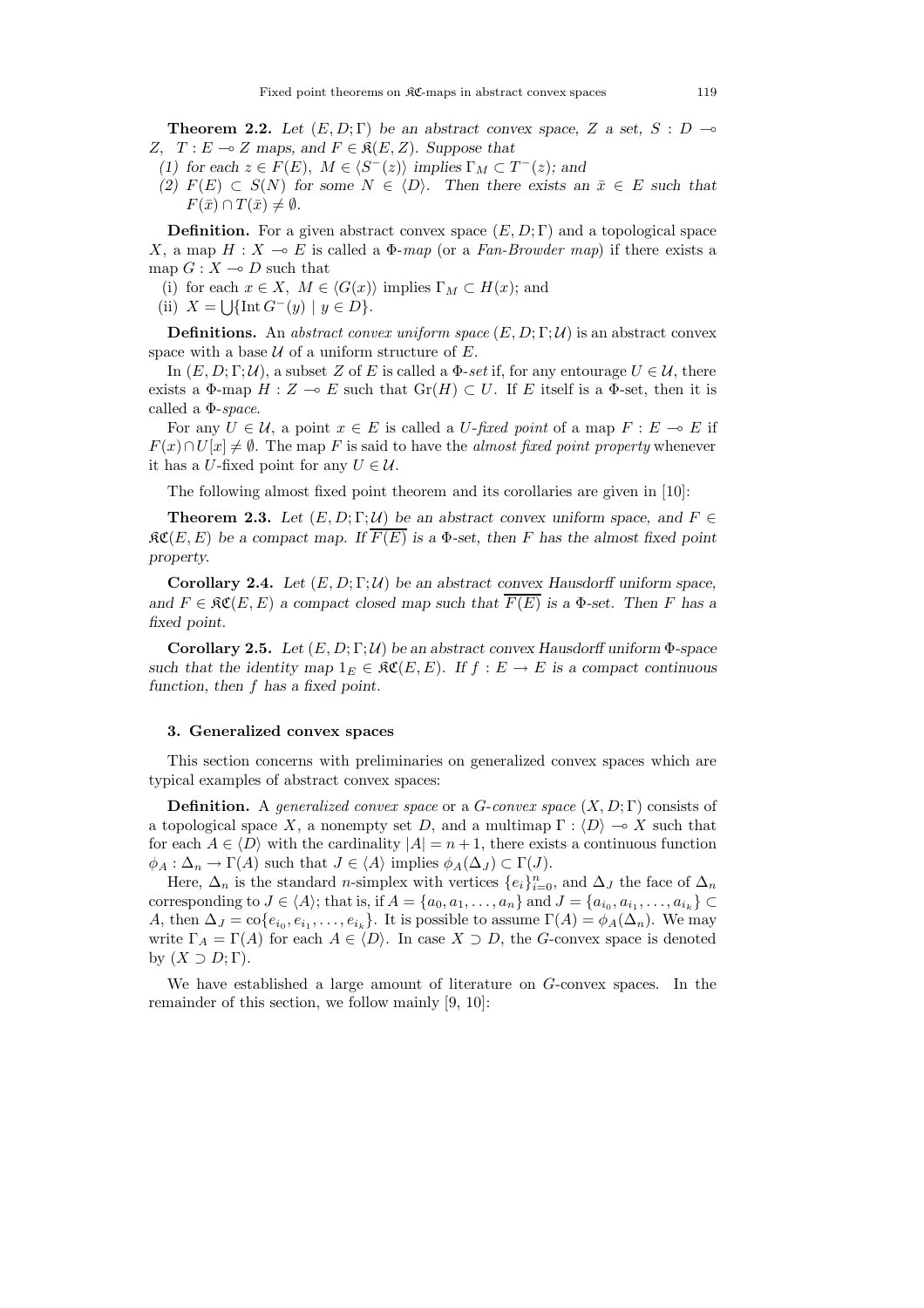**Theorem 2.2.** *Let $(E, D; \Gamma)$ be an abstract convex space, $Z$ a set, $S : D \multimap Z$, $T : E \multimap Z$ maps, and $F \in \mathfrak{K}(E, Z)$. Suppose that*

*(1) for each $z \in F(E)$, $M \in \langle S^-(z)\rangle$ implies $\Gamma_M \subset T^-(z)$; and*

*(2) $F(E) \subset S(N)$ for some $N \in \langle D\rangle$. Then there exists an $\bar{x} \in E$ such that $F(\bar{x}) \cap T(\bar{x}) \neq \emptyset$.*

**Definition.** For a given abstract convex space $(E, D; \Gamma)$ and a topological space $X$, a map $H : X \multimap E$ is called a $\Phi$-*map* (or a *Fan-Browder map*) if there exists a map $G : X \multimap D$ such that

(i) for each $x \in X$, $M \in \langle G(x)\rangle$ implies $\Gamma_M \subset H(x)$; and

(ii) $X = \bigcup\{\operatorname{Int} G^-(y) \mid y \in D\}$.

**Definitions.** An *abstract convex uniform space* $(E, D; \Gamma; \mathcal{U})$ is an abstract convex space with a base $\mathcal{U}$ of a uniform structure of $E$.

In $(E, D; \Gamma; \mathcal{U})$, a subset $Z$ of $E$ is called a $\Phi$-*set* if, for any entourage $U \in \mathcal{U}$, there exists a $\Phi$-map $H : Z \multimap E$ such that $\operatorname{Gr}(H) \subset U$. If $E$ itself is a $\Phi$-set, then it is called a $\Phi$-*space*.

For any $U \in \mathcal{U}$, a point $x \in E$ is called a $U$-*fixed point* of a map $F : E \multimap E$ if $F(x) \cap U[x] \neq \emptyset$. The map $F$ is said to have the *almost fixed point property* whenever it has a $U$-fixed point for any $U \in \mathcal{U}$.

The following almost fixed point theorem and its corollaries are given in [10]:

**Theorem 2.3.** *Let $(E, D; \Gamma; \mathcal{U})$ be an abstract convex uniform space, and $F \in \mathfrak{KC}(E, E)$ be a compact map. If $\overline{F(E)}$ is a $\Phi$-set, then $F$ has the almost fixed point property.*

**Corollary 2.4.** *Let $(E, D; \Gamma; \mathcal{U})$ be an abstract convex Hausdorff uniform space, and $F \in \mathfrak{KC}(E, E)$ a compact closed map such that $\overline{F(E)}$ is a $\Phi$-set. Then $F$ has a fixed point.*

**Corollary 2.5.** *Let $(E, D; \Gamma; \mathcal{U})$ be an abstract convex Hausdorff uniform $\Phi$-space such that the identity map $1_E \in \mathfrak{KC}(E, E)$. If $f : E \to E$ is a compact continuous function, then $f$ has a fixed point.*

## 3. Generalized convex spaces

This section concerns with preliminaries on generalized convex spaces which are typical examples of abstract convex spaces:

**Definition.** A *generalized convex space* or a *G-convex space* $(X, D; \Gamma)$ consists of a topological space $X$, a nonempty set $D$, and a multimap $\Gamma : \langle D\rangle \multimap X$ such that for each $A \in \langle D\rangle$ with the cardinality $|A| = n + 1$, there exists a continuous function $\phi_A : \Delta_n \to \Gamma(A)$ such that $J \in \langle A\rangle$ implies $\phi_A(\Delta_J) \subset \Gamma(J)$.

Here, $\Delta_n$ is the standard $n$-simplex with vertices $\{e_i\}_{i=0}^n$, and $\Delta_J$ the face of $\Delta_n$ corresponding to $J \in \langle A\rangle$; that is, if $A = \{a_0, a_1, \ldots, a_n\}$ and $J = \{a_{i_0}, a_{i_1}, \ldots, a_{i_k}\} \subset A$, then $\Delta_J = \operatorname{co}\{e_{i_0}, e_{i_1}, \ldots, e_{i_k}\}$. It is possible to assume $\Gamma(A) = \phi_A(\Delta_n)$. We may write $\Gamma_A = \Gamma(A)$ for each $A \in \langle D\rangle$. In case $X \supset D$, the $G$-convex space is denoted by $(X \supset D; \Gamma)$.

We have established a large amount of literature on $G$-convex spaces. In the remainder of this section, we follow mainly [9, 10]: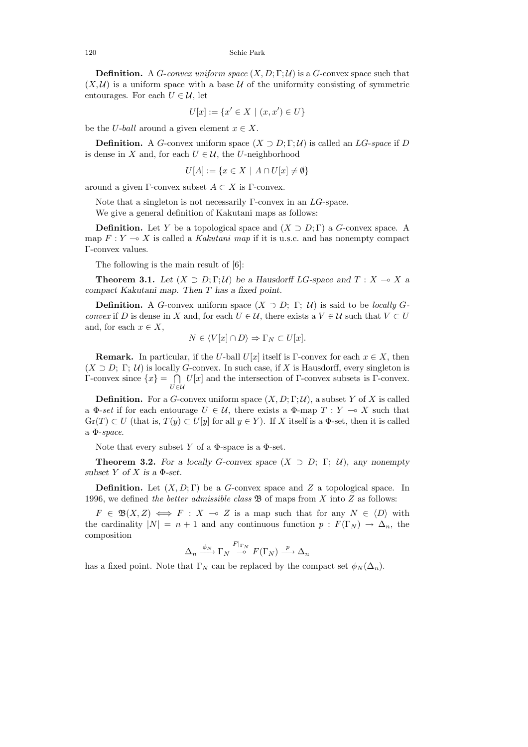**Definition.** A *G-convex uniform space* $(X, D; \Gamma; \mathcal{U})$ is a $G$-convex space such that $(X, \mathcal{U})$ is a uniform space with a base $\mathcal{U}$ of the uniformity consisting of symmetric entourages. For each $U \in \mathcal{U}$, let

$$U[x] := \{x' \in X \mid (x, x') \in U\}$$

be the *U-ball* around a given element $x \in X$.

**Definition.** A $G$-convex uniform space $(X \supset D; \Gamma; \mathcal{U})$ is called an *LG-space* if $D$ is dense in $X$ and, for each $U \in \mathcal{U}$, the $U$-neighborhood

$$U[A] := \{x \in X \mid A \cap U[x] \neq \emptyset\}$$

around a given $\Gamma$-convex subset $A \subset X$ is $\Gamma$-convex.

Note that a singleton is not necessarily $\Gamma$-convex in an $LG$-space.

We give a general definition of Kakutani maps as follows:

**Definition.** Let $Y$ be a topological space and $(X \supset D; \Gamma)$ a $G$-convex space. A map $F : Y \multimap X$ is called a *Kakutani map* if it is u.s.c. and has nonempty compact $\Gamma$-convex values.

The following is the main result of [6]:

**Theorem 3.1.** *Let $(X \supset D; \Gamma; \mathcal{U})$ be a Hausdorff LG-space and $T : X \multimap X$ a compact Kakutani map. Then $T$ has a fixed point.*

**Definition.** A $G$-convex uniform space $(X \supset D;\ \Gamma;\ \mathcal{U})$ is said to be *locally G-convex* if $D$ is dense in $X$ and, for each $U \in \mathcal{U}$, there exists a $V \in \mathcal{U}$ such that $V \subset U$ and, for each $x \in X$,

$$N \in \langle V[x] \cap D \rangle \Rightarrow \Gamma_N \subset U[x].$$

**Remark.** In particular, if the $U$-ball $U[x]$ itself is $\Gamma$-convex for each $x \in X$, then $(X \supset D;\ \Gamma;\ \mathcal{U})$ is locally $G$-convex. In such case, if $X$ is Hausdorff, every singleton is $\Gamma$-convex since $\{x\} = \bigcap_{U \in \mathcal{U}} U[x]$ and the intersection of $\Gamma$-convex subsets is $\Gamma$-convex.

**Definition.** For a $G$-convex uniform space $(X, D; \Gamma; \mathcal{U})$, a subset $Y$ of $X$ is called a *Φ-set* if for each entourage $U \in \mathcal{U}$, there exists a Φ-map $T : Y \multimap X$ such that $\mathrm{Gr}(T) \subset U$ (that is, $T(y) \subset U[y]$ for all $y \in Y$). If $X$ itself is a Φ-set, then it is called a *Φ-space*.

Note that every subset $Y$ of a Φ-space is a Φ-set.

**Theorem 3.2.** *For a locally G-convex space $(X \supset D;\ \Gamma;\ \mathcal{U})$, any nonempty subset $Y$ of $X$ is a Φ-set.*

**Definition.** Let $(X, D; \Gamma)$ be a $G$-convex space and $Z$ a topological space. In 1996, we defined *the better admissible class* $\mathfrak{B}$ of maps from $X$ into $Z$ as follows:

$F \in \mathfrak{B}(X, Z) \iff F : X \multimap Z$ is a map such that for any $N \in \langle D \rangle$ with the cardinality $|N| = n + 1$ and any continuous function $p : F(\Gamma_N) \to \Delta_n$, the composition

$$\Delta_n \xrightarrow{\phi_N} \Gamma_N \overset{F|_{\Gamma_N}}{\multimap} F(\Gamma_N) \xrightarrow{p} \Delta_n$$

has a fixed point. Note that $\Gamma_N$ can be replaced by the compact set $\phi_N(\Delta_n)$.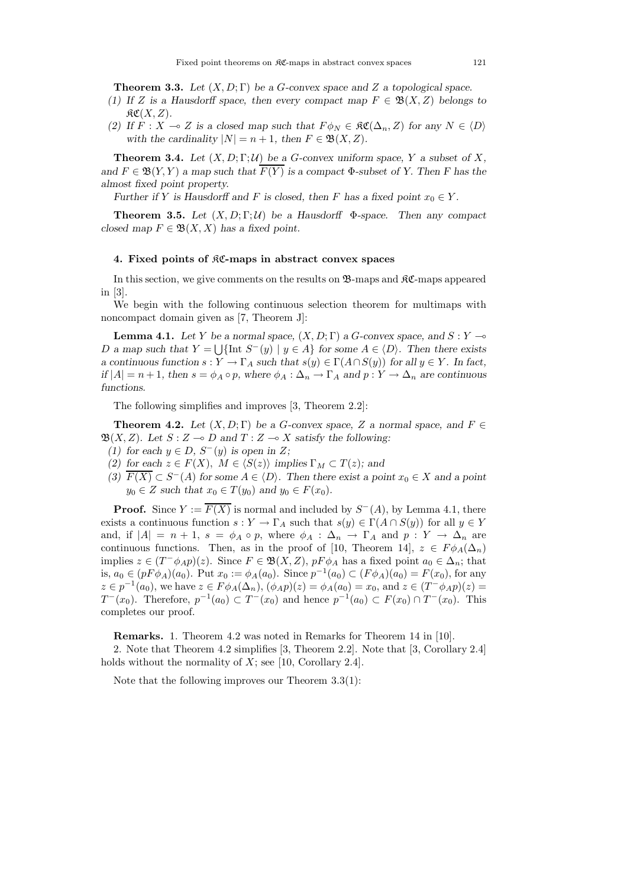**Theorem 3.3.** *Let $(X, D; \Gamma)$ be a $G$-convex space and $Z$ a topological space.*

*(1) If $Z$ is a Hausdorff space, then every compact map $F \in \mathfrak{B}(X, Z)$ belongs to $\mathfrak{KC}(X, Z)$.*

*(2) If $F : X \multimap Z$ is a closed map such that $F\phi_N \in \mathfrak{KC}(\Delta_n, Z)$ for any $N \in \langle D \rangle$ with the cardinality $|N| = n + 1$, then $F \in \mathfrak{B}(X, Z)$.*

**Theorem 3.4.** *Let $(X, D; \Gamma; \mathcal{U})$ be a $G$-convex uniform space, $Y$ a subset of $X$, and $F \in \mathfrak{B}(Y, Y)$ a map such that $\overline{F(Y)}$ is a compact $\Phi$-subset of $Y$. Then $F$ has the almost fixed point property.*

*Further if $Y$ is Hausdorff and $F$ is closed, then $F$ has a fixed point $x_0 \in Y$.*

**Theorem 3.5.** *Let $(X, D; \Gamma; \mathcal{U})$ be a Hausdorff $\Phi$-space. Then any compact closed map $F \in \mathfrak{B}(X, X)$ has a fixed point.*

## 4. Fixed points of $\mathfrak{KC}$-maps in abstract convex spaces

In this section, we give comments on the results on $\mathfrak{B}$-maps and $\mathfrak{KC}$-maps appeared in [3].

We begin with the following continuous selection theorem for multimaps with noncompact domain given as [7, Theorem J]:

**Lemma 4.1.** *Let $Y$ be a normal space, $(X, D; \Gamma)$ a $G$-convex space, and $S : Y \multimap D$ a map such that $Y = \bigcup\{\text{Int}\, S^-(y) \mid y \in A\}$ for some $A \in \langle D \rangle$. Then there exists a continuous function $s : Y \to \Gamma_A$ such that $s(y) \in \Gamma(A \cap S(y))$ for all $y \in Y$. In fact, if $|A| = n+1$, then $s = \phi_A \circ p$, where $\phi_A : \Delta_n \to \Gamma_A$ and $p : Y \to \Delta_n$ are continuous functions.*

The following simplifies and improves [3, Theorem 2.2]:

**Theorem 4.2.** *Let $(X, D; \Gamma)$ be a $G$-convex space, $Z$ a normal space, and $F \in \mathfrak{B}(X, Z)$. Let $S : Z \multimap D$ and $T : Z \multimap X$ satisfy the following:*

*(1) for each $y \in D$, $S^-(y)$ is open in $Z$;*

*(2) for each $z \in F(X)$, $M \in \langle S(z) \rangle$ implies $\Gamma_M \subset T(z)$; and*

*(3) $\overline{F(X)} \subset S^-(A)$ for some $A \in \langle D \rangle$. Then there exist a point $x_0 \in X$ and a point $y_0 \in Z$ such that $x_0 \in T(y_0)$ and $y_0 \in F(x_0)$.*

**Proof.** Since $Y := \overline{F(X)}$ is normal and included by $S^-(A)$, by Lemma 4.1, there exists a continuous function $s : Y \to \Gamma_A$ such that $s(y) \in \Gamma(A \cap S(y))$ for all $y \in Y$ and, if $|A| = n + 1$, $s = \phi_A \circ p$, where $\phi_A : \Delta_n \to \Gamma_A$ and $p : Y \to \Delta_n$ are continuous functions. Then, as in the proof of [10, Theorem 14], $z \in F\phi_A(\Delta_n)$ implies $z \in (T^-\phi_A p)(z)$. Since $F \in \mathfrak{B}(X, Z)$, $pF\phi_A$ has a fixed point $a_0 \in \Delta_n$; that is, $a_0 \in (pF\phi_A)(a_0)$. Put $x_0 := \phi_A(a_0)$. Since $p^{-1}(a_0) \subset (F\phi_A)(a_0) = F(x_0)$, for any $z \in p^{-1}(a_0)$, we have $z \in F\phi_A(\Delta_n)$, $(\phi_A p)(z) = \phi_A(a_0) = x_0$, and $z \in (T^-\phi_A p)(z) = T^-(x_0)$. Therefore, $p^{-1}(a_0) \subset T^-(x_0)$ and hence $p^{-1}(a_0) \subset F(x_0) \cap T^-(x_0)$. This completes our proof.

**Remarks.** 1. Theorem 4.2 was noted in Remarks for Theorem 14 in [10].

2. Note that Theorem 4.2 simplifies [3, Theorem 2.2]. Note that [3, Corollary 2.4] holds without the normality of $X$; see [10, Corollary 2.4].

Note that the following improves our Theorem 3.3(1):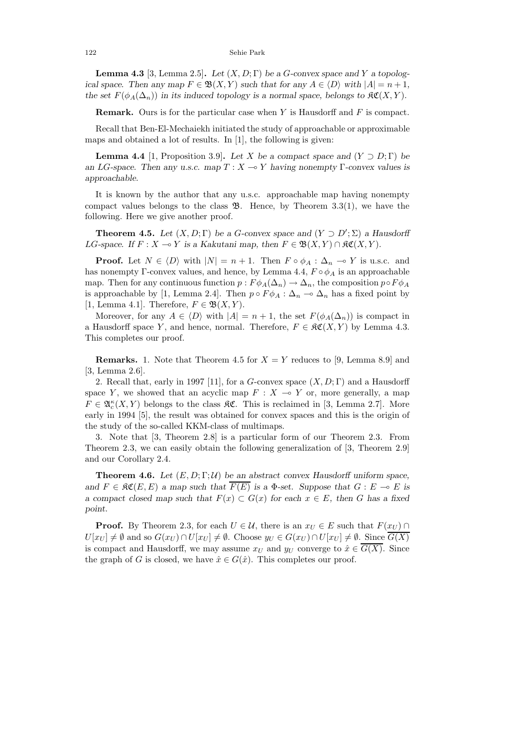**Lemma 4.3** [3, Lemma 2.5]**.** *Let $(X, D; \Gamma)$ be a G-convex space and Y a topological space. Then any map $F \in \mathfrak{B}(X, Y)$ such that for any $A \in \langle D \rangle$ with $|A| = n+1$, the set $F(\phi_A(\Delta_n))$ in its induced topology is a normal space, belongs to $\mathfrak{KC}(X, Y)$.*

**Remark.** Ours is for the particular case when $Y$ is Hausdorff and $F$ is compact.

Recall that Ben-El-Mechaiekh initiated the study of approachable or approximable maps and obtained a lot of results. In [1], the following is given:

**Lemma 4.4** [1, Proposition 3.9]**.** *Let X be a compact space and $(Y \supset D; \Gamma)$ be an LG-space. Then any u.s.c. map $T : X \multimap Y$ having nonempty $\Gamma$-convex values is approachable.*

It is known by the author that any u.s.c. approachable map having nonempty compact values belongs to the class $\mathfrak{B}$. Hence, by Theorem 3.3(1), we have the following. Here we give another proof.

**Theorem 4.5.** *Let $(X, D; \Gamma)$ be a G-convex space and $(Y \supset D'; \Sigma)$ a Hausdorff LG-space. If $F : X \multimap Y$ is a Kakutani map, then $F \in \mathfrak{B}(X, Y) \cap \mathfrak{KC}(X, Y)$.*

**Proof.** Let $N \in \langle D \rangle$ with $|N| = n+1$. Then $F \circ \phi_A : \Delta_n \multimap Y$ is u.s.c. and has nonempty $\Gamma$-convex values, and hence, by Lemma 4.4, $F \circ \phi_A$ is an approachable map. Then for any continuous function $p : F\phi_A(\Delta_n) \to \Delta_n$, the composition $p \circ F\phi_A$ is approachable by [1, Lemma 2.4]. Then $p \circ F\phi_A : \Delta_n \multimap \Delta_n$ has a fixed point by [1, Lemma 4.1]. Therefore, $F \in \mathfrak{B}(X, Y)$.

Moreover, for any $A \in \langle D \rangle$ with $|A| = n+1$, the set $F(\phi_A(\Delta_n))$ is compact in a Hausdorff space $Y$, and hence, normal. Therefore, $F \in \mathfrak{KC}(X, Y)$ by Lemma 4.3. This completes our proof.

**Remarks.** 1. Note that Theorem 4.5 for $X = Y$ reduces to [9, Lemma 8.9] and [3, Lemma 2.6].

2. Recall that, early in 1997 [11], for a $G$-convex space $(X, D; \Gamma)$ and a Hausdorff space $Y$, we showed that an acyclic map $F : X \multimap Y$ or, more generally, a map $F \in \mathfrak{A}_c^\kappa(X, Y)$ belongs to the class $\mathfrak{KC}$. This is reclaimed in [3, Lemma 2.7]. More early in 1994 [5], the result was obtained for convex spaces and this is the origin of the study of the so-called KKM-class of multimaps.

3. Note that [3, Theorem 2.8] is a particular form of our Theorem 2.3. From Theorem 2.3, we can easily obtain the following generalization of [3, Theorem 2.9] and our Corollary 2.4.

**Theorem 4.6.** *Let $(E, D; \Gamma; \mathcal{U})$ be an abstract convex Hausdorff uniform space, and $F \in \mathfrak{KC}(E, E)$ a map such that $\overline{F(E)}$ is a $\Phi$-set. Suppose that $G : E \multimap E$ is a compact closed map such that $F(x) \subset G(x)$ for each $x \in E$, then G has a fixed point.*

**Proof.** By Theorem 2.3, for each $U \in \mathcal{U}$, there is an $x_U \in E$ such that $F(x_U) \cap U[x_U] \neq \emptyset$ and so $G(x_U) \cap U[x_U] \neq \emptyset$. Choose $y_U \in G(x_U) \cap U[x_U] \neq \emptyset$. Since $\overline{G(X)}$ is compact and Hausdorff, we may assume $x_U$ and $y_U$ converge to $\hat{x} \in \overline{G(X)}$. Since the graph of $G$ is closed, we have $\hat{x} \in G(\hat{x})$. This completes our proof.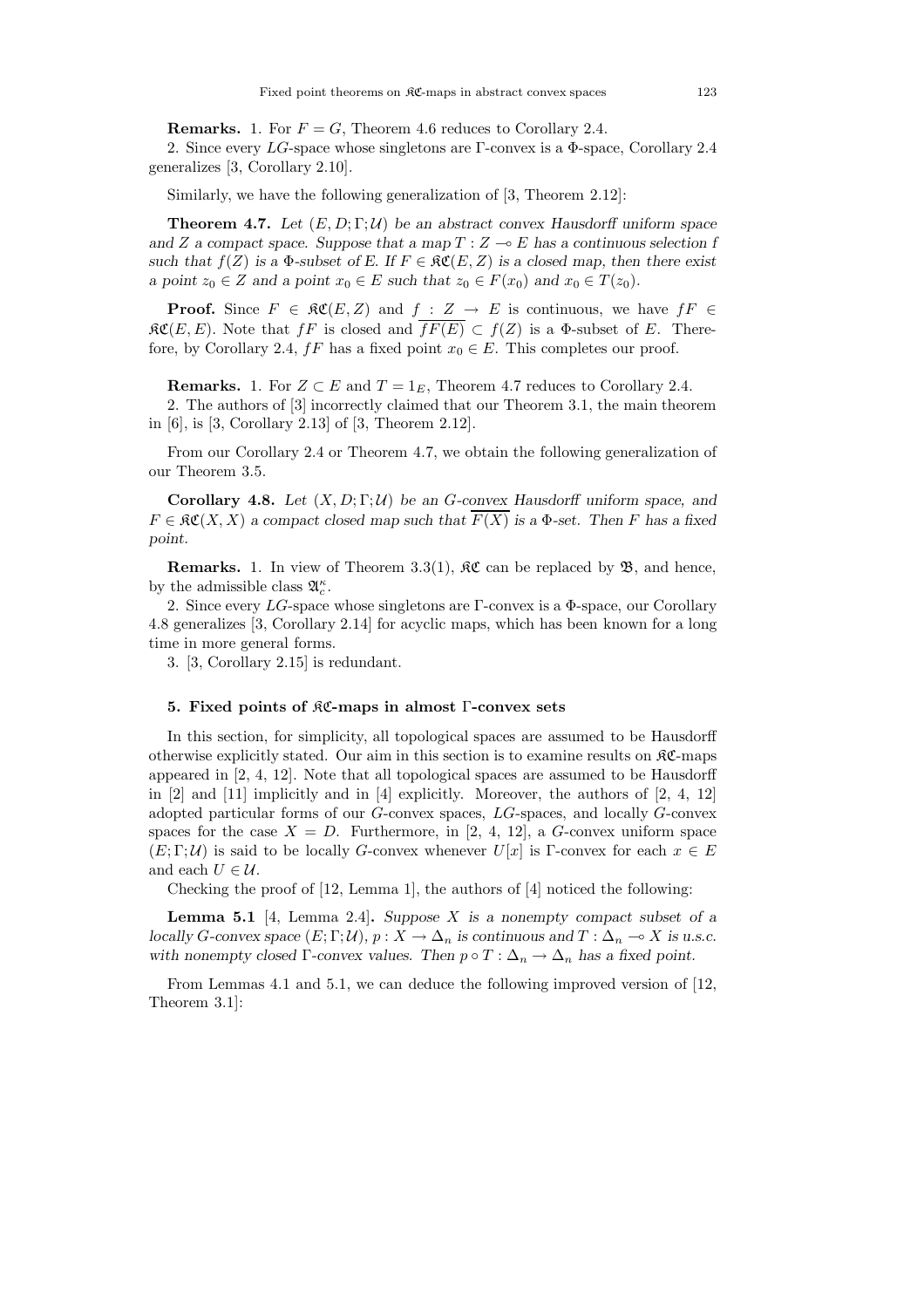**Remarks.** 1. For $F = G$, Theorem 4.6 reduces to Corollary 2.4.

2. Since every $LG$-space whose singletons are $\Gamma$-convex is a $\Phi$-space, Corollary 2.4 generalizes [3, Corollary 2.10].

Similarly, we have the following generalization of [3, Theorem 2.12]:

**Theorem 4.7.** *Let $(E, D; \Gamma; \mathcal{U})$ be an abstract convex Hausdorff uniform space and $Z$ a compact space. Suppose that a map $T : Z \multimap E$ has a continuous selection $f$ such that $f(Z)$ is a $\Phi$-subset of $E$. If $F \in \mathfrak{KC}(E, Z)$ is a closed map, then there exist a point $z_0 \in Z$ and a point $x_0 \in E$ such that $z_0 \in F(x_0)$ and $x_0 \in T(z_0)$.*

**Proof.** Since $F \in \mathfrak{KC}(E, Z)$ and $f : Z \to E$ is continuous, we have $fF \in \mathfrak{KC}(E, E)$. Note that $fF$ is closed and $\overline{fF(E)} \subset f(Z)$ is a $\Phi$-subset of $E$. Therefore, by Corollary 2.4, $fF$ has a fixed point $x_0 \in E$. This completes our proof.

**Remarks.** 1. For $Z \subset E$ and $T = 1_E$, Theorem 4.7 reduces to Corollary 2.4.

2. The authors of [3] incorrectly claimed that our Theorem 3.1, the main theorem in [6], is [3, Corollary 2.13] of [3, Theorem 2.12].

From our Corollary 2.4 or Theorem 4.7, we obtain the following generalization of our Theorem 3.5.

**Corollary 4.8.** *Let $(X, D; \Gamma; \mathcal{U})$ be an $G$-convex Hausdorff uniform space, and $F \in \mathfrak{KC}(X, X)$ a compact closed map such that $\overline{F(X)}$ is a $\Phi$-set. Then $F$ has a fixed point.*

**Remarks.** 1. In view of Theorem 3.3(1), $\mathfrak{KC}$ can be replaced by $\mathfrak{B}$, and hence, by the admissible class $\mathfrak{A}_c^\kappa$.

2. Since every $LG$-space whose singletons are $\Gamma$-convex is a $\Phi$-space, our Corollary 4.8 generalizes [3, Corollary 2.14] for acyclic maps, which has been known for a long time in more general forms.

3. [3, Corollary 2.15] is redundant.

## 5. Fixed points of $\mathfrak{KC}$-maps in almost $\Gamma$-convex sets

In this section, for simplicity, all topological spaces are assumed to be Hausdorff otherwise explicitly stated. Our aim in this section is to examine results on $\mathfrak{KC}$-maps appeared in [2, 4, 12]. Note that all topological spaces are assumed to be Hausdorff in [2] and [11] implicitly and in [4] explicitly. Moreover, the authors of [2, 4, 12] adopted particular forms of our $G$-convex spaces, $LG$-spaces, and locally $G$-convex spaces for the case $X = D$. Furthermore, in [2, 4, 12], a $G$-convex uniform space $(E; \Gamma; \mathcal{U})$ is said to be locally $G$-convex whenever $U[x]$ is $\Gamma$-convex for each $x \in E$ and each $U \in \mathcal{U}$.

Checking the proof of [12, Lemma 1], the authors of [4] noticed the following:

**Lemma 5.1** [4, Lemma 2.4]**.** *Suppose $X$ is a nonempty compact subset of a locally $G$-convex space $(E; \Gamma; \mathcal{U})$, $p : X \to \Delta_n$ is continuous and $T : \Delta_n \multimap X$ is u.s.c. with nonempty closed $\Gamma$-convex values. Then $p \circ T : \Delta_n \to \Delta_n$ has a fixed point.*

From Lemmas 4.1 and 5.1, we can deduce the following improved version of [12, Theorem 3.1]: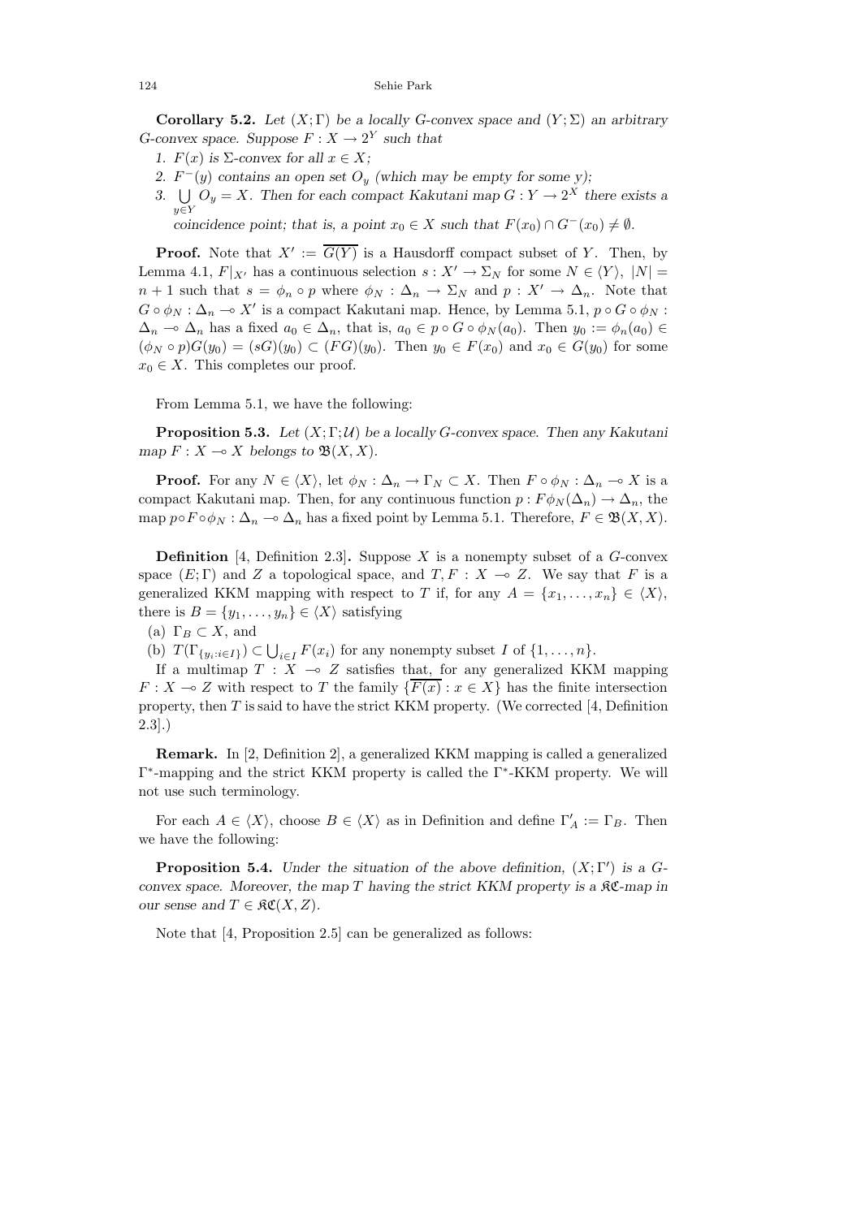**Corollary 5.2.** *Let $(X;\Gamma)$ be a locally G-convex space and $(Y;\Sigma)$ an arbitrary G-convex space. Suppose $F : X \to 2^Y$ such that*

1. *$F(x)$ is $\Sigma$-convex for all $x \in X$;*
2. *$F^-(y)$ contains an open set $O_y$ (which may be empty for some $y$);*
3. *$\bigcup_{y \in Y} O_y = X$. Then for each compact Kakutani map $G : Y \to 2^X$ there exists a coincidence point; that is, a point $x_0 \in X$ such that $F(x_0) \cap G^-(x_0) \neq \emptyset$.*

**Proof.** Note that $X' := \overline{G(Y)}$ is a Hausdorff compact subset of $Y$. Then, by Lemma 4.1, $F|_{X'}$ has a continuous selection $s : X' \to \Sigma_N$ for some $N \in \langle Y \rangle$, $|N| = n+1$ such that $s = \phi_n \circ p$ where $\phi_N : \Delta_n \to \Sigma_N$ and $p : X' \to \Delta_n$. Note that $G \circ \phi_N : \Delta_n \multimap X'$ is a compact Kakutani map. Hence, by Lemma 5.1, $p \circ G \circ \phi_N : \Delta_n \multimap \Delta_n$ has a fixed $a_0 \in \Delta_n$, that is, $a_0 \in p \circ G \circ \phi_N(a_0)$. Then $y_0 := \phi_n(a_0) \in (\phi_N \circ p)G(y_0) = (sG)(y_0) \subset (FG)(y_0)$. Then $y_0 \in F(x_0)$ and $x_0 \in G(y_0)$ for some $x_0 \in X$. This completes our proof.

From Lemma 5.1, we have the following:

**Proposition 5.3.** *Let $(X;\Gamma;\mathcal{U})$ be a locally G-convex space. Then any Kakutani map $F : X \multimap X$ belongs to $\mathfrak{B}(X,X)$.*

**Proof.** For any $N \in \langle X \rangle$, let $\phi_N : \Delta_n \to \Gamma_N \subset X$. Then $F \circ \phi_N : \Delta_n \multimap X$ is a compact Kakutani map. Then, for any continuous function $p : F\phi_N(\Delta_n) \to \Delta_n$, the map $p \circ F \circ \phi_N : \Delta_n \multimap \Delta_n$ has a fixed point by Lemma 5.1. Therefore, $F \in \mathfrak{B}(X,X)$.

**Definition** [4, Definition 2.3]**.** Suppose $X$ is a nonempty subset of a $G$-convex space $(E;\Gamma)$ and $Z$ a topological space, and $T, F : X \multimap Z$. We say that $F$ is a generalized KKM mapping with respect to $T$ if, for any $A = \{x_1, \ldots, x_n\} \in \langle X \rangle$, there is $B = \{y_1, \ldots, y_n\} \in \langle X \rangle$ satisfying

(a) $\Gamma_B \subset X$, and

(b) $T(\Gamma_{\{y_i : i \in I\}}) \subset \bigcup_{i \in I} F(x_i)$ for any nonempty subset $I$ of $\{1, \ldots, n\}$.

If a multimap $T : X \multimap Z$ satisfies that, for any generalized KKM mapping $F : X \multimap Z$ with respect to $T$ the family $\{\overline{F(x)} : x \in X\}$ has the finite intersection property, then $T$ is said to have the strict KKM property. (We corrected [4, Definition 2.3].)

**Remark.** In [2, Definition 2], a generalized KKM mapping is called a generalized $\Gamma^*$-mapping and the strict KKM property is called the $\Gamma^*$-KKM property. We will not use such terminology.

For each $A \in \langle X \rangle$, choose $B \in \langle X \rangle$ as in Definition and define $\Gamma'_A := \Gamma_B$. Then we have the following:

**Proposition 5.4.** *Under the situation of the above definition, $(X;\Gamma')$ is a G-convex space. Moreover, the map $T$ having the strict KKM property is a $\mathfrak{KC}$-map in our sense and $T \in \mathfrak{KC}(X,Z)$.*

Note that [4, Proposition 2.5] can be generalized as follows: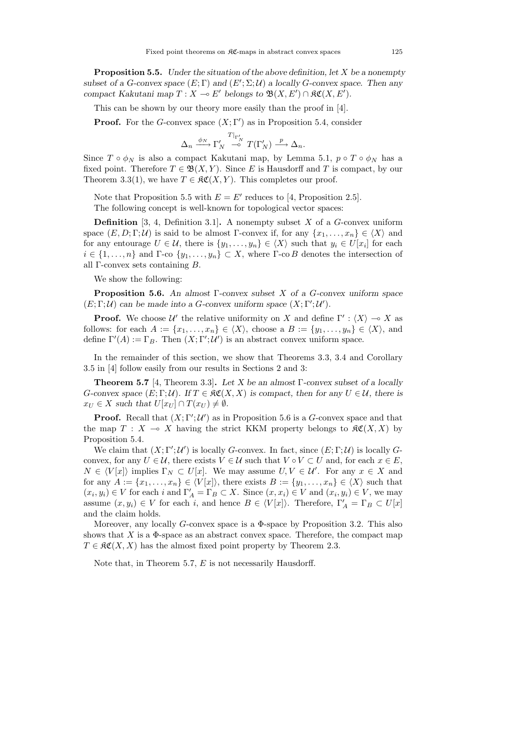**Proposition 5.5.** *Under the situation of the above definition, let $X$ be a nonempty subset of a $G$-convex space $(E;\Gamma)$ and $(E';\Sigma;\mathcal{U})$ a locally $G$-convex space. Then any compact Kakutani map $T : X \multimap E'$ belongs to $\mathfrak{B}(X, E') \cap \mathfrak{KC}(X, E')$.*

This can be shown by our theory more easily than the proof in [4].

**Proof.** For the $G$-convex space $(X;\Gamma')$ as in Proposition 5.4, consider

$$\Delta_n \xrightarrow{\phi_N} \Gamma'_N \overset{T|_{\Gamma'_N}}{\multimap} T(\Gamma'_N) \xrightarrow{p} \Delta_n.$$

Since $T \circ \phi_N$ is also a compact Kakutani map, by Lemma 5.1, $p \circ T \circ \phi_N$ has a fixed point. Therefore $T \in \mathfrak{B}(X, Y)$. Since $E$ is Hausdorff and $T$ is compact, by our Theorem 3.3(1), we have $T \in \mathfrak{KC}(X, Y)$. This completes our proof.

Note that Proposition 5.5 with $E = E'$ reduces to [4, Proposition 2.5].

The following concept is well-known for topological vector spaces:

**Definition** [3, 4, Definition 3.1]**.** A nonempty subset $X$ of a $G$-convex uniform space $(E, D; \Gamma; \mathcal{U})$ is said to be almost $\Gamma$-convex if, for any $\{x_1, \ldots, x_n\} \in \langle X\rangle$ and for any entourage $U \in \mathcal{U}$, there is $\{y_1, \ldots, y_n\} \in \langle X\rangle$ such that $y_i \in U[x_i]$ for each $i \in \{1, \ldots, n\}$ and $\Gamma$-co $\{y_1, \ldots, y_n\} \subset X$, where $\Gamma$-co $B$ denotes the intersection of all $\Gamma$-convex sets containing $B$.

We show the following:

**Proposition 5.6.** *An almost $\Gamma$-convex subset $X$ of a $G$-convex uniform space $(E;\Gamma;\mathcal{U})$ can be made into a $G$-convex uniform space $(X;\Gamma';\mathcal{U}')$.*

**Proof.** We choose $\mathcal{U}'$ the relative uniformity on $X$ and define $\Gamma' : \langle X\rangle \multimap X$ as follows: for each $A := \{x_1, \ldots, x_n\} \in \langle X\rangle$, choose a $B := \{y_1, \ldots, y_n\} \in \langle X\rangle$, and define $\Gamma'(A) := \Gamma_B$. Then $(X;\Gamma';\mathcal{U}')$ is an abstract convex uniform space.

In the remainder of this section, we show that Theorems 3.3, 3.4 and Corollary 3.5 in [4] follow easily from our results in Sections 2 and 3:

**Theorem 5.7** [4, Theorem 3.3]**.** *Let $X$ be an almost $\Gamma$-convex subset of a locally $G$-convex space $(E;\Gamma;\mathcal{U})$. If $T \in \mathfrak{KC}(X, X)$ is compact, then for any $U \in \mathcal{U}$, there is $x_U \in X$ such that $U[x_U] \cap T(x_U) \neq \emptyset$.*

**Proof.** Recall that $(X;\Gamma';\mathcal{U}')$ as in Proposition 5.6 is a $G$-convex space and that the map $T : X \multimap X$ having the strict KKM property belongs to $\mathfrak{KC}(X, X)$ by Proposition 5.4.

We claim that $(X;\Gamma';\mathcal{U}')$ is locally $G$-convex. In fact, since $(E;\Gamma;\mathcal{U})$ is locally $G$-convex, for any $U \in \mathcal{U}$, there exists $V \in \mathcal{U}$ such that $V \circ V \subset U$ and, for each $x \in E$, $N \in \langle V[x]\rangle$ implies $\Gamma_N \subset U[x]$. We may assume $U, V \in \mathcal{U}'$. For any $x \in X$ and for any $A := \{x_1, \ldots, x_n\} \in \langle V[x]\rangle$, there exists $B := \{y_1, \ldots, y_n\} \in \langle X\rangle$ such that $(x_i, y_i) \in V$ for each $i$ and $\Gamma'_A = \Gamma_B \subset X$. Since $(x, x_i) \in V$ and $(x_i, y_i) \in V$, we may assume $(x, y_i) \in V$ for each $i$, and hence $B \in \langle V[x]\rangle$. Therefore, $\Gamma'_A = \Gamma_B \subset U[x]$ and the claim holds.

Moreover, any locally $G$-convex space is a $\Phi$-space by Proposition 3.2. This also shows that $X$ is a $\Phi$-space as an abstract convex space. Therefore, the compact map $T \in \mathfrak{KC}(X, X)$ has the almost fixed point property by Theorem 2.3.

Note that, in Theorem 5.7, $E$ is not necessarily Hausdorff.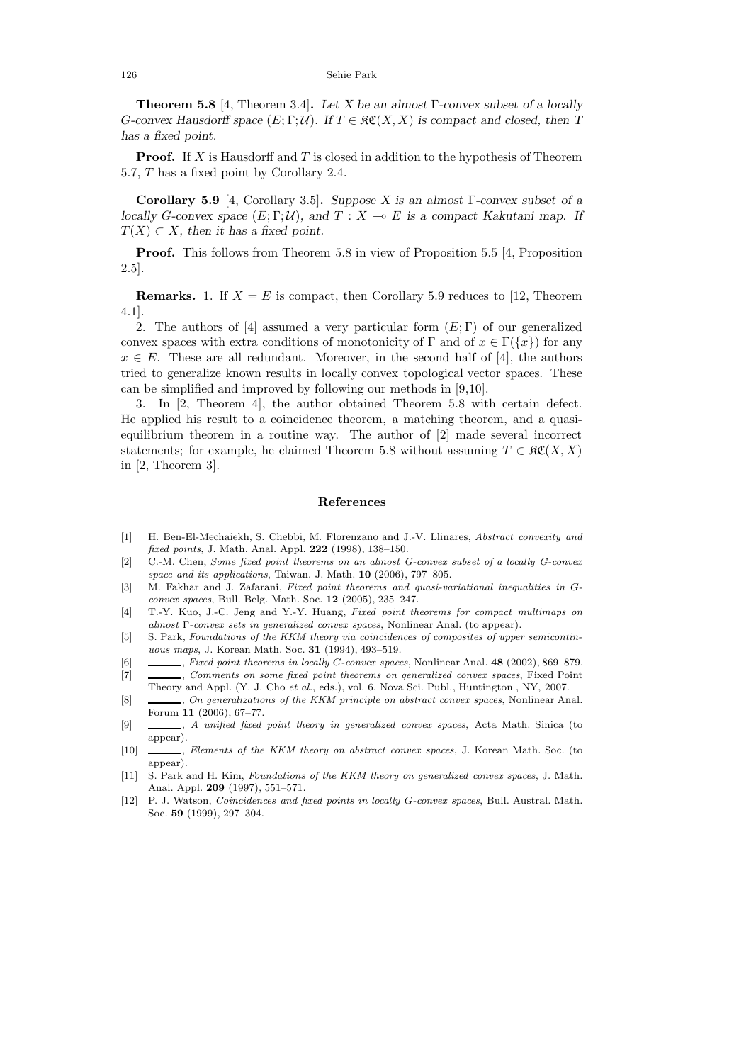**Theorem 5.8** [4, Theorem 3.4]**.** *Let $X$ be an almost $\Gamma$-convex subset of a locally $G$-convex Hausdorff space $(E;\Gamma;\mathcal{U})$. If $T \in \mathfrak{KC}(X,X)$ is compact and closed, then $T$ has a fixed point.*

**Proof.** If $X$ is Hausdorff and $T$ is closed in addition to the hypothesis of Theorem 5.7, $T$ has a fixed point by Corollary 2.4.

**Corollary 5.9** [4, Corollary 3.5]**.** *Suppose $X$ is an almost $\Gamma$-convex subset of a locally $G$-convex space $(E;\Gamma;\mathcal{U})$, and $T : X \multimap E$ is a compact Kakutani map. If $T(X) \subset X$, then it has a fixed point.*

**Proof.** This follows from Theorem 5.8 in view of Proposition 5.5 [4, Proposition 2.5].

**Remarks.** 1. If $X = E$ is compact, then Corollary 5.9 reduces to [12, Theorem 4.1].

2. The authors of [4] assumed a very particular form $(E;\Gamma)$ of our generalized convex spaces with extra conditions of monotonicity of $\Gamma$ and of $x \in \Gamma(\{x\})$ for any $x \in E$. These are all redundant. Moreover, in the second half of [4], the authors tried to generalize known results in locally convex topological vector spaces. These can be simplified and improved by following our methods in [9,10].

3. In [2, Theorem 4], the author obtained Theorem 5.8 with certain defect. He applied his result to a coincidence theorem, a matching theorem, and a quasi-equilibrium theorem in a routine way. The author of [2] made several incorrect statements; for example, he claimed Theorem 5.8 without assuming $T \in \mathfrak{KC}(X,X)$ in [2, Theorem 3].

## References

[1] H. Ben-El-Mechaiekh, S. Chebbi, M. Florenzano and J.-V. Llinares, *Abstract convexity and fixed points*, J. Math. Anal. Appl. **222** (1998), 138–150.

[2] C.-M. Chen, *Some fixed point theorems on an almost G-convex subset of a locally G-convex space and its applications*, Taiwan. J. Math. **10** (2006), 797–805.

[3] M. Fakhar and J. Zafarani, *Fixed point theorems and quasi-variational inequalities in G-convex spaces*, Bull. Belg. Math. Soc. **12** (2005), 235–247.

[4] T.-Y. Kuo, J.-C. Jeng and Y.-Y. Huang, *Fixed point theorems for compact multimaps on almost Γ-convex sets in generalized convex spaces*, Nonlinear Anal. (to appear).

[5] S. Park, *Foundations of the KKM theory via coincidences of composites of upper semicontinuous maps*, J. Korean Math. Soc. **31** (1994), 493–519.

[6] ______, *Fixed point theorems in locally G-convex spaces*, Nonlinear Anal. **48** (2002), 869–879.

[7] ______, *Comments on some fixed point theorems on generalized convex spaces*, Fixed Point Theory and Appl. (Y. J. Cho *et al.*, eds.), vol. 6, Nova Sci. Publ., Huntington , NY, 2007.

[8] ______, *On generalizations of the KKM principle on abstract convex spaces*, Nonlinear Anal. Forum **11** (2006), 67–77.

[9] ______, *A unified fixed point theory in generalized convex spaces*, Acta Math. Sinica (to appear).

[10] ______, *Elements of the KKM theory on abstract convex spaces*, J. Korean Math. Soc. (to appear).

[11] S. Park and H. Kim, *Foundations of the KKM theory on generalized convex spaces*, J. Math. Anal. Appl. **209** (1997), 551–571.

[12] P. J. Watson, *Coincidences and fixed points in locally G-convex spaces*, Bull. Austral. Math. Soc. **59** (1999), 297–304.